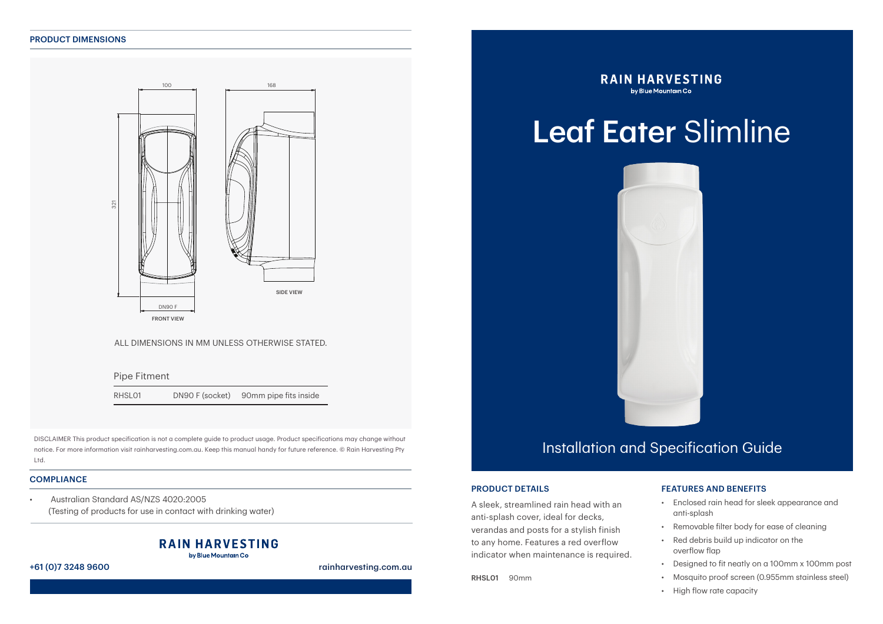## PRODUCT DIMENSIONS

100

168

321

DN90 F

FRONT VIEW

SIDE VIEW

ALL DIMENSIONS IN MM UNLESS OTHERWISE STATED.

Pipe Fitment

| RHSL01 | DN90 F (socket) | 90mm pipe fits inside |
| --- | --- | --- |

DISCLAIMER This product specification is not a complete guide to product usage. Product specifications may change without notice. For more information visit rainharvesting.com.au. Keep this manual handy for future reference. © Rain Harvesting Pty Ltd.

## COMPLIANCE

- Australian Standard AS/NZS 4020:2005 (Testing of products for use in contact with drinking water)

**RAIN HARVESTING**
by Blue Mountain Co

+61 (0)7 3248 9600

rainharvesting.com.au

**RAIN HARVESTING**
by Blue Mountain Co

# **Leaf Eater** Slimline

Installation and Specification Guide

## PRODUCT DETAILS

A sleek, streamlined rain head with an anti-splash cover, ideal for decks, verandas and posts for a stylish finish to any home. Features a red overflow indicator when maintenance is required.

**RHSL01** 90mm

## FEATURES AND BENEFITS

- Enclosed rain head for sleek appearance and anti-splash
- Removable filter body for ease of cleaning
- Red debris build up indicator on the overflow flap
- Designed to fit neatly on a 100mm x 100mm post
- Mosquito proof screen (0.955mm stainless steel)
- High flow rate capacity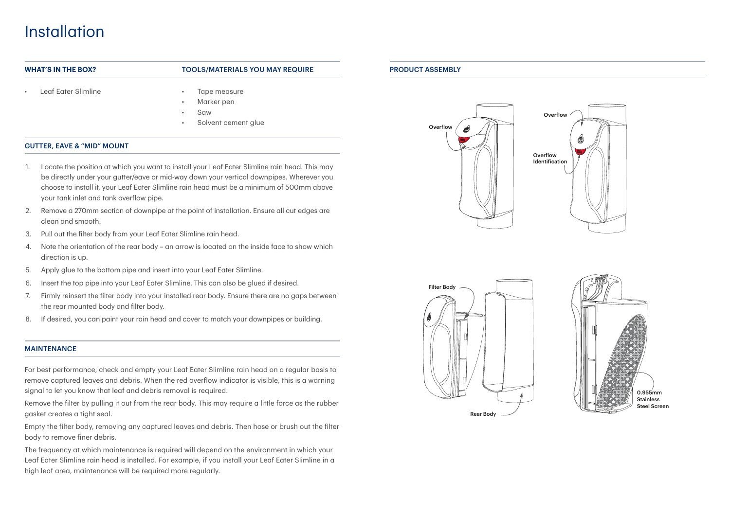# Installation

### WHAT'S IN THE BOX?

- Leaf Eater Slimline

### TOOLS/MATERIALS YOU MAY REQUIRE

- Tape measure
- Marker pen
- Saw
- Solvent cement glue

### GUTTER, EAVE & "MID" MOUNT

1. Locate the position at which you want to install your Leaf Eater Slimline rain head. This may be directly under your gutter/eave or mid-way down your vertical downpipes. Wherever you choose to install it, your Leaf Eater Slimline rain head must be a minimum of 500mm above your tank inlet and tank overflow pipe.
2. Remove a 270mm section of downpipe at the point of installation. Ensure all cut edges are clean and smooth.
3. Pull out the filter body from your Leaf Eater Slimline rain head.
4. Note the orientation of the rear body – an arrow is located on the inside face to show which direction is up.
5. Apply glue to the bottom pipe and insert into your Leaf Eater Slimline.
6. Insert the top pipe into your Leaf Eater Slimline. This can also be glued if desired.
7. Firmly reinsert the filter body into your installed rear body. Ensure there are no gaps between the rear mounted body and filter body.
8. If desired, you can paint your rain head and cover to match your downpipes or building.

### MAINTENANCE

For best performance, check and empty your Leaf Eater Slimline rain head on a regular basis to remove captured leaves and debris. When the red overflow indicator is visible, this is a warning signal to let you know that leaf and debris removal is required.

Remove the filter by pulling it out from the rear body. This may require a little force as the rubber gasket creates a tight seal.

Empty the filter body, removing any captured leaves and debris. Then hose or brush out the filter body to remove finer debris.

The frequency at which maintenance is required will depend on the environment in which your Leaf Eater Slimline rain head is installed. For example, if you install your Leaf Eater Slimline in a high leaf area, maintenance will be required more regularly.

### PRODUCT ASSEMBLY

Overflow

Overflow

Overflow Identification

Filter Body

Rear Body

0.955mm Stainless Steel Screen